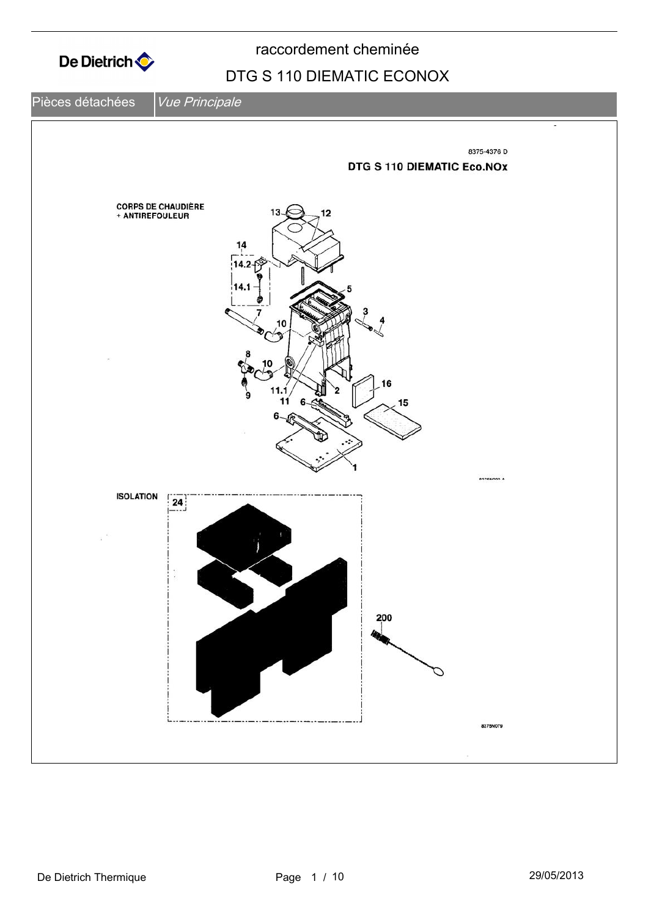# raccordement cheminée

## DTG S 110 DIEMATIC ECONOX

Pièces détachées | *Vue Principale*

8375-4376 D

**DTG S 110 DIEMATIC Eco.NOx**

**CORPS DE CHAUDIÈRE + ANTIREFOULEUR**

13, 12, 14, 14.2, 14.1, 5, 7, 10, 3, 4, 8, 10, 16, 11.1, 2, 9, 11, 6, 15, 6, 1

**ISOLATION**

24

200

8375N079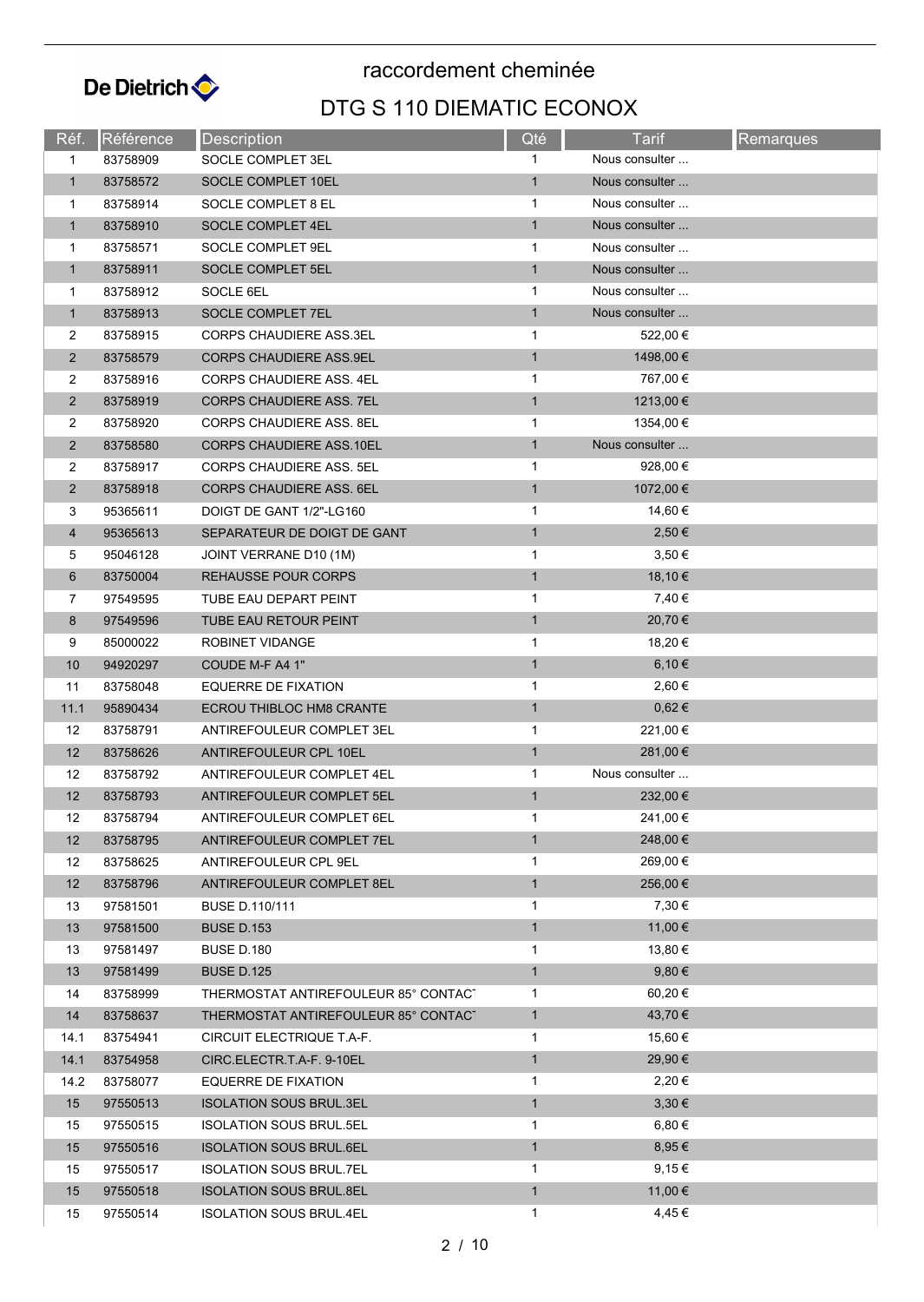# raccordement cheminée

## DTG S 110 DIEMATIC ECONOX

| Réf. | Référence | Description | Qté | Tarif | Remarques |
|---|---|---|---|---|---|
| 1 | 83758909 | SOCLE COMPLET 3EL | 1 | Nous consulter ... | |
| 1 | 83758572 | SOCLE COMPLET 10EL | 1 | Nous consulter ... | |
| 1 | 83758914 | SOCLE COMPLET 8 EL | 1 | Nous consulter ... | |
| 1 | 83758910 | SOCLE COMPLET 4EL | 1 | Nous consulter ... | |
| 1 | 83758571 | SOCLE COMPLET 9EL | 1 | Nous consulter ... | |
| 1 | 83758911 | SOCLE COMPLET 5EL | 1 | Nous consulter ... | |
| 1 | 83758912 | SOCLE 6EL | 1 | Nous consulter ... | |
| 1 | 83758913 | SOCLE COMPLET 7EL | 1 | Nous consulter ... | |
| 2 | 83758915 | CORPS CHAUDIERE ASS.3EL | 1 | 522,00 € | |
| 2 | 83758579 | CORPS CHAUDIERE ASS.9EL | 1 | 1498,00 € | |
| 2 | 83758916 | CORPS CHAUDIERE ASS. 4EL | 1 | 767,00 € | |
| 2 | 83758919 | CORPS CHAUDIERE ASS. 7EL | 1 | 1213,00 € | |
| 2 | 83758920 | CORPS CHAUDIERE ASS. 8EL | 1 | 1354,00 € | |
| 2 | 83758580 | CORPS CHAUDIERE ASS.10EL | 1 | Nous consulter ... | |
| 2 | 83758917 | CORPS CHAUDIERE ASS. 5EL | 1 | 928,00 € | |
| 2 | 83758918 | CORPS CHAUDIERE ASS. 6EL | 1 | 1072,00 € | |
| 3 | 95365611 | DOIGT DE GANT 1/2"-LG160 | 1 | 14,60 € | |
| 4 | 95365613 | SEPARATEUR DE DOIGT DE GANT | 1 | 2,50 € | |
| 5 | 95046128 | JOINT VERRANE D10 (1M) | 1 | 3,50 € | |
| 6 | 83750004 | REHAUSSE POUR CORPS | 1 | 18,10 € | |
| 7 | 97549595 | TUBE EAU DEPART PEINT | 1 | 7,40 € | |
| 8 | 97549596 | TUBE EAU RETOUR PEINT | 1 | 20,70 € | |
| 9 | 85000022 | ROBINET VIDANGE | 1 | 18,20 € | |
| 10 | 94920297 | COUDE M-F A4 1" | 1 | 6,10 € | |
| 11 | 83758048 | EQUERRE DE FIXATION | 1 | 2,60 € | |
| 11.1 | 95890434 | ECROU THIBLOC HM8 CRANTE | 1 | 0,62 € | |
| 12 | 83758791 | ANTIREFOULEUR COMPLET 3EL | 1 | 221,00 € | |
| 12 | 83758626 | ANTIREFOULEUR CPL 10EL | 1 | 281,00 € | |
| 12 | 83758792 | ANTIREFOULEUR COMPLET 4EL | 1 | Nous consulter ... | |
| 12 | 83758793 | ANTIREFOULEUR COMPLET 5EL | 1 | 232,00 € | |
| 12 | 83758794 | ANTIREFOULEUR COMPLET 6EL | 1 | 241,00 € | |
| 12 | 83758795 | ANTIREFOULEUR COMPLET 7EL | 1 | 248,00 € | |
| 12 | 83758625 | ANTIREFOULEUR CPL 9EL | 1 | 269,00 € | |
| 12 | 83758796 | ANTIREFOULEUR COMPLET 8EL | 1 | 256,00 € | |
| 13 | 97581501 | BUSE D.110/111 | 1 | 7,30 € | |
| 13 | 97581500 | BUSE D.153 | 1 | 11,00 € | |
| 13 | 97581497 | BUSE D.180 | 1 | 13,80 € | |
| 13 | 97581499 | BUSE D.125 | 1 | 9,80 € | |
| 14 | 83758999 | THERMOSTAT ANTIREFOULEUR 85° CONTACT | 1 | 60,20 € | |
| 14 | 83758637 | THERMOSTAT ANTIREFOULEUR 85° CONTACT | 1 | 43,70 € | |
| 14.1 | 83754941 | CIRCUIT ELECTRIQUE T.A-F. | 1 | 15,60 € | |
| 14.1 | 83754958 | CIRC.ELECTR.T.A-F. 9-10EL | 1 | 29,90 € | |
| 14.2 | 83758077 | EQUERRE DE FIXATION | 1 | 2,20 € | |
| 15 | 97550513 | ISOLATION SOUS BRUL.3EL | 1 | 3,30 € | |
| 15 | 97550515 | ISOLATION SOUS BRUL.5EL | 1 | 6,80 € | |
| 15 | 97550516 | ISOLATION SOUS BRUL.6EL | 1 | 8,95 € | |
| 15 | 97550517 | ISOLATION SOUS BRUL.7EL | 1 | 9,15 € | |
| 15 | 97550518 | ISOLATION SOUS BRUL.8EL | 1 | 11,00 € | |
| 15 | 97550514 | ISOLATION SOUS BRUL.4EL | 1 | 4,45 € | |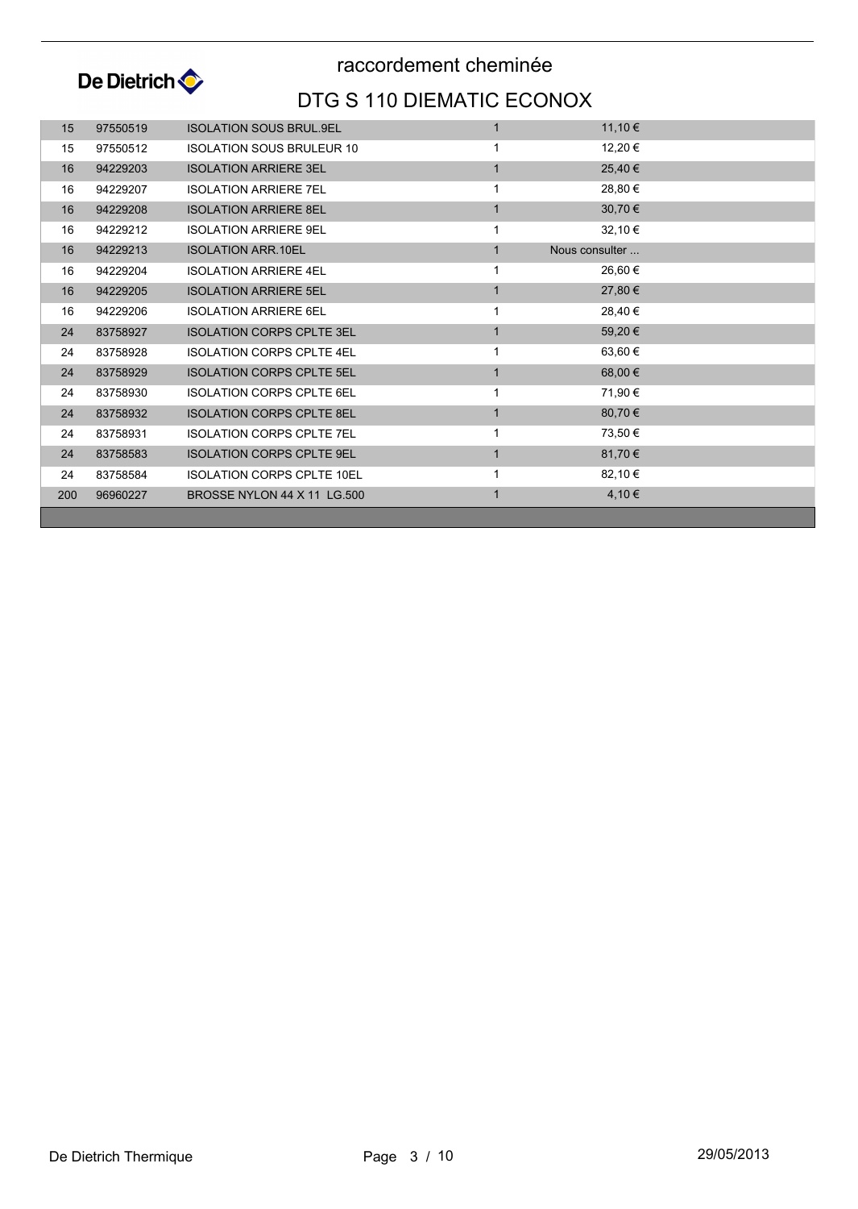# raccordement cheminée

## DTG S 110 DIEMATIC ECONOX

| | | | | |
|---|---|---|---|---|
| 15 | 97550519 | ISOLATION SOUS BRUL.9EL | 1 | 11,10 € |
| 15 | 97550512 | ISOLATION SOUS BRULEUR 10 | 1 | 12,20 € |
| 16 | 94229203 | ISOLATION ARRIERE 3EL | 1 | 25,40 € |
| 16 | 94229207 | ISOLATION ARRIERE 7EL | 1 | 28,80 € |
| 16 | 94229208 | ISOLATION ARRIERE 8EL | 1 | 30,70 € |
| 16 | 94229212 | ISOLATION ARRIERE 9EL | 1 | 32,10 € |
| 16 | 94229213 | ISOLATION ARR.10EL | 1 | Nous consulter ... |
| 16 | 94229204 | ISOLATION ARRIERE 4EL | 1 | 26,60 € |
| 16 | 94229205 | ISOLATION ARRIERE 5EL | 1 | 27,80 € |
| 16 | 94229206 | ISOLATION ARRIERE 6EL | 1 | 28,40 € |
| 24 | 83758927 | ISOLATION CORPS CPLTE 3EL | 1 | 59,20 € |
| 24 | 83758928 | ISOLATION CORPS CPLTE 4EL | 1 | 63,60 € |
| 24 | 83758929 | ISOLATION CORPS CPLTE 5EL | 1 | 68,00 € |
| 24 | 83758930 | ISOLATION CORPS CPLTE 6EL | 1 | 71,90 € |
| 24 | 83758932 | ISOLATION CORPS CPLTE 8EL | 1 | 80,70 € |
| 24 | 83758931 | ISOLATION CORPS CPLTE 7EL | 1 | 73,50 € |
| 24 | 83758583 | ISOLATION CORPS CPLTE 9EL | 1 | 81,70 € |
| 24 | 83758584 | ISOLATION CORPS CPLTE 10EL | 1 | 82,10 € |
| 200 | 96960227 | BROSSE NYLON 44 X 11 LG.500 | 1 | 4,10 € |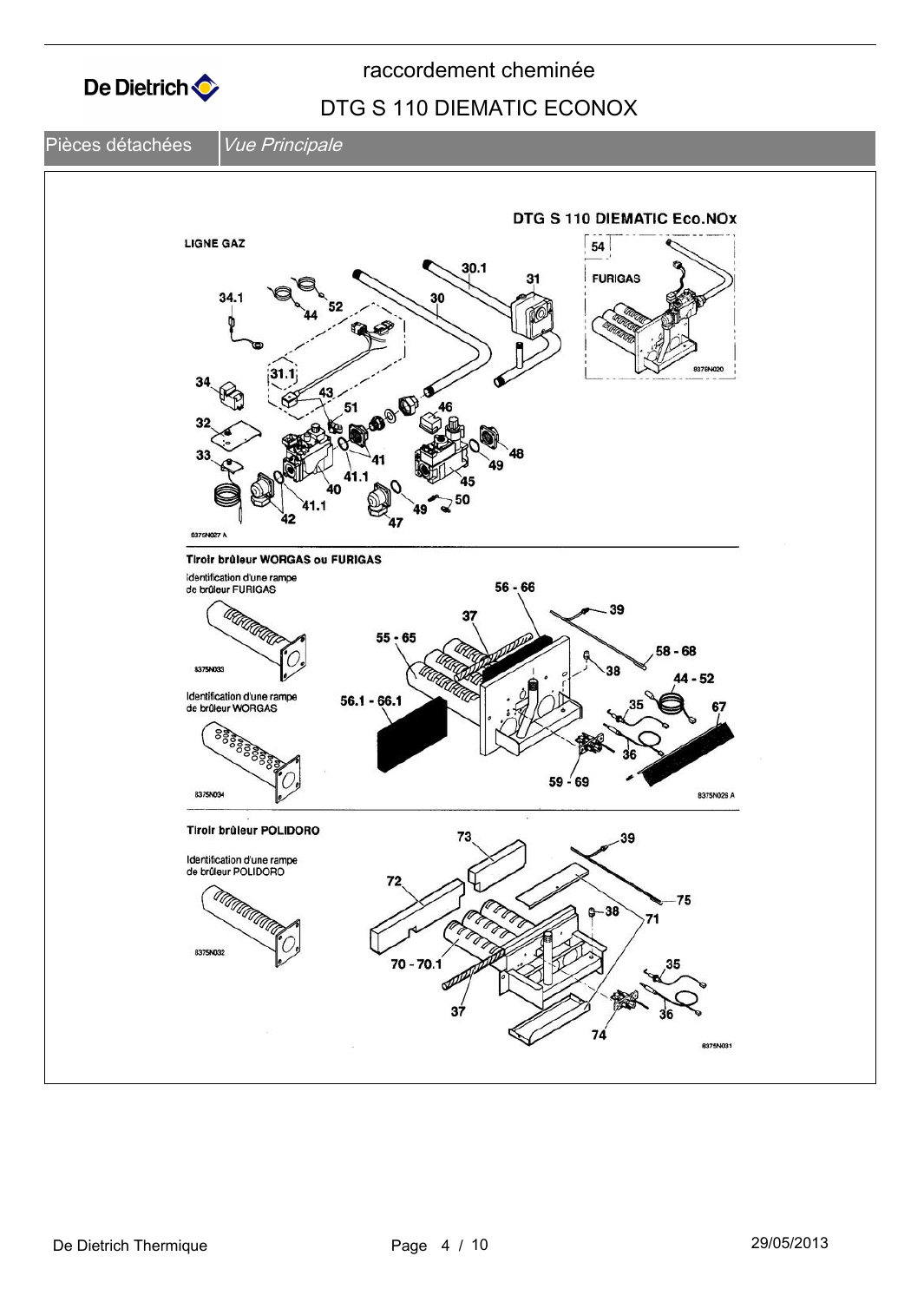# raccordement cheminée

## DTG S 110 DIEMATIC ECONOX

Pièces détachées | *Vue Principale*

DTG S 110 DIEMATIC Eco.NOx

LIGNE GAZ

54 FURIGAS

34.1 44 52 30.1 31 30 31.1 34 43 51 46 32 33 40 41 41.1 41.1 42 47 49 50 45 48 49

8375N027 A 8375N020

**Tiroir brûleur WORGAS ou FURIGAS**

Identification d'une rampe de brûleur FURIGAS

8375N033

Identification d'une rampe de brûleur WORGAS

8375N034

56 - 66 37 39 55 - 65 58 - 68 38 44 - 52 56.1 - 66.1 35 67 36 59 - 69

8375N026 A

**Tiroir brûleur POLIDORO**

Identification d'une rampe de brûleur POLIDORO

8375N032

73 39 72 75 38 71 70 - 70.1 35 37 36 74

8375N031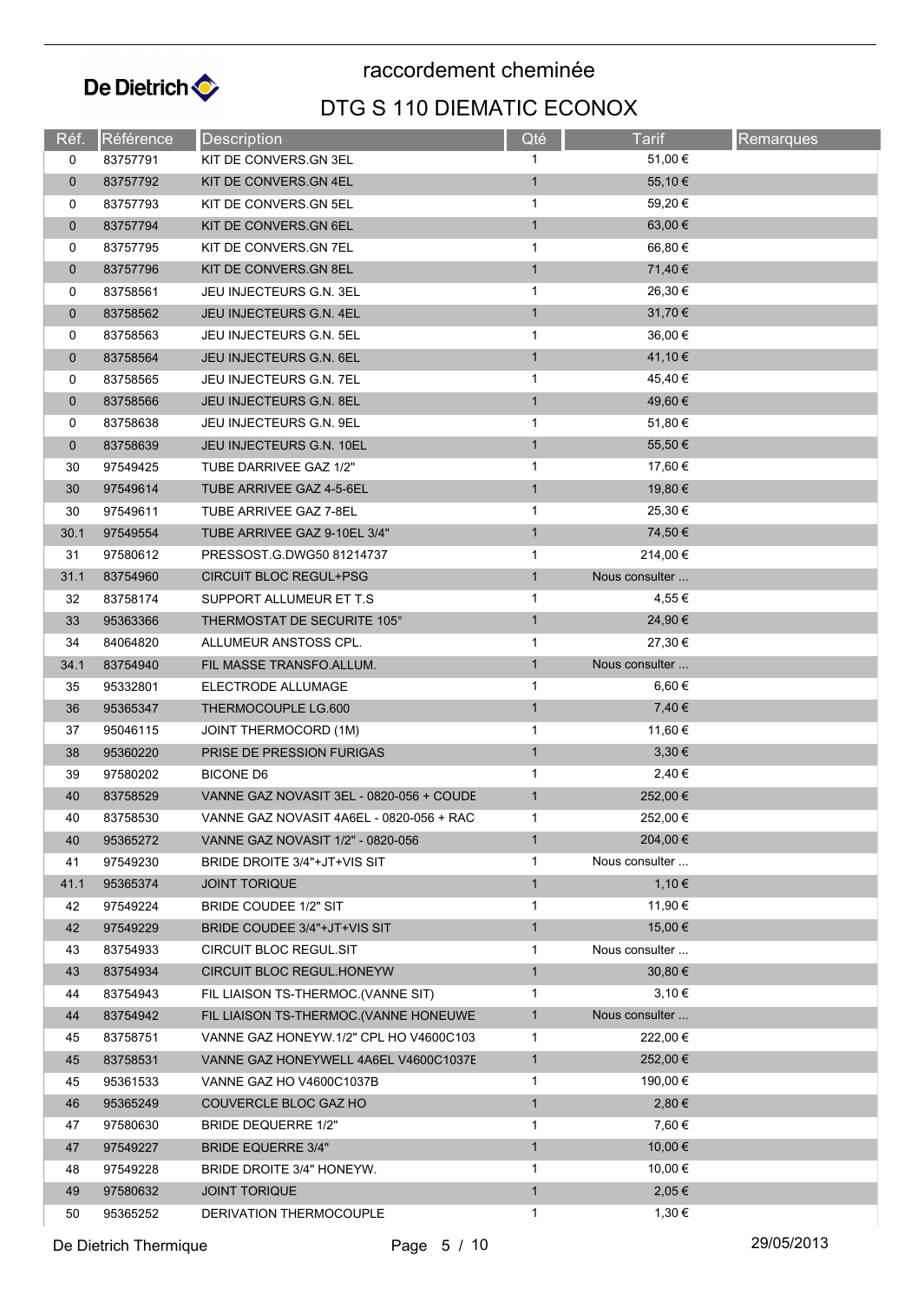De Dietrich

# raccordement cheminée

## DTG S 110 DIEMATIC ECONOX

| Réf. | Référence | Description | Qté | Tarif | Remarques |
|---|---|---|---|---|---|
| 0 | 83757791 | KIT DE CONVERS.GN 3EL | 1 | 51,00 € | |
| 0 | 83757792 | KIT DE CONVERS.GN 4EL | 1 | 55,10 € | |
| 0 | 83757793 | KIT DE CONVERS.GN 5EL | 1 | 59,20 € | |
| 0 | 83757794 | KIT DE CONVERS.GN 6EL | 1 | 63,00 € | |
| 0 | 83757795 | KIT DE CONVERS.GN 7EL | 1 | 66,80 € | |
| 0 | 83757796 | KIT DE CONVERS.GN 8EL | 1 | 71,40 € | |
| 0 | 83758561 | JEU INJECTEURS G.N. 3EL | 1 | 26,30 € | |
| 0 | 83758562 | JEU INJECTEURS G.N. 4EL | 1 | 31,70 € | |
| 0 | 83758563 | JEU INJECTEURS G.N. 5EL | 1 | 36,00 € | |
| 0 | 83758564 | JEU INJECTEURS G.N. 6EL | 1 | 41,10 € | |
| 0 | 83758565 | JEU INJECTEURS G.N. 7EL | 1 | 45,40 € | |
| 0 | 83758566 | JEU INJECTEURS G.N. 8EL | 1 | 49,60 € | |
| 0 | 83758638 | JEU INJECTEURS G.N. 9EL | 1 | 51,80 € | |
| 0 | 83758639 | JEU INJECTEURS G.N. 10EL | 1 | 55,50 € | |
| 30 | 97549425 | TUBE DARRIVEE GAZ 1/2" | 1 | 17,60 € | |
| 30 | 97549614 | TUBE ARRIVEE GAZ 4-5-6EL | 1 | 19,80 € | |
| 30 | 97549611 | TUBE ARRIVEE GAZ 7-8EL | 1 | 25,30 € | |
| 30.1 | 97549554 | TUBE ARRIVEE GAZ 9-10EL 3/4" | 1 | 74,50 € | |
| 31 | 97580612 | PRESSOST.G.DWG50 81214737 | 1 | 214,00 € | |
| 31.1 | 83754960 | CIRCUIT BLOC REGUL+PSG | 1 | Nous consulter ... | |
| 32 | 83758174 | SUPPORT ALLUMEUR ET T.S | 1 | 4,55 € | |
| 33 | 95363366 | THERMOSTAT DE SECURITE 105° | 1 | 24,90 € | |
| 34 | 84064820 | ALLUMEUR ANSTOSS CPL. | 1 | 27,30 € | |
| 34.1 | 83754940 | FIL MASSE TRANSFO.ALLUM. | 1 | Nous consulter ... | |
| 35 | 95332801 | ELECTRODE ALLUMAGE | 1 | 6,60 € | |
| 36 | 95365347 | THERMOCOUPLE LG.600 | 1 | 7,40 € | |
| 37 | 95046115 | JOINT THERMOCORD (1M) | 1 | 11,60 € | |
| 38 | 95360220 | PRISE DE PRESSION FURIGAS | 1 | 3,30 € | |
| 39 | 97580202 | BICONE D6 | 1 | 2,40 € | |
| 40 | 83758529 | VANNE GAZ NOVASIT 3EL - 0820-056 + COUDE | 1 | 252,00 € | |
| 40 | 83758530 | VANNE GAZ NOVASIT 4A6EL - 0820-056 + RAC | 1 | 252,00 € | |
| 40 | 95365272 | VANNE GAZ NOVASIT 1/2" - 0820-056 | 1 | 204,00 € | |
| 41 | 97549230 | BRIDE DROITE 3/4"+JT+VIS SIT | 1 | Nous consulter ... | |
| 41.1 | 95365374 | JOINT TORIQUE | 1 | 1,10 € | |
| 42 | 97549224 | BRIDE COUDEE 1/2" SIT | 1 | 11,90 € | |
| 42 | 97549229 | BRIDE COUDEE 3/4"+JT+VIS SIT | 1 | 15,00 € | |
| 43 | 83754933 | CIRCUIT BLOC REGUL.SIT | 1 | Nous consulter ... | |
| 43 | 83754934 | CIRCUIT BLOC REGUL.HONEYW | 1 | 30,80 € | |
| 44 | 83754943 | FIL LIAISON TS-THERMOC.(VANNE SIT) | 1 | 3,10 € | |
| 44 | 83754942 | FIL LIAISON TS-THERMOC.(VANNE HONEUWE | 1 | Nous consulter ... | |
| 45 | 83758751 | VANNE GAZ HONEYW.1/2" CPL HO V4600C103 | 1 | 222,00 € | |
| 45 | 83758531 | VANNE GAZ HONEYWELL 4A6EL V4600C1037E | 1 | 252,00 € | |
| 45 | 95361533 | VANNE GAZ HO V4600C1037B | 1 | 190,00 € | |
| 46 | 95365249 | COUVERCLE BLOC GAZ HO | 1 | 2,80 € | |
| 47 | 97580630 | BRIDE DEQUERRE 1/2" | 1 | 7,60 € | |
| 47 | 97549227 | BRIDE EQUERRE 3/4" | 1 | 10,00 € | |
| 48 | 97549228 | BRIDE DROITE 3/4" HONEYW. | 1 | 10,00 € | |
| 49 | 97580632 | JOINT TORIQUE | 1 | 2,05 € | |
| 50 | 95365252 | DERIVATION THERMOCOUPLE | 1 | 1,30 € | |

De Dietrich Thermique 29/05/2013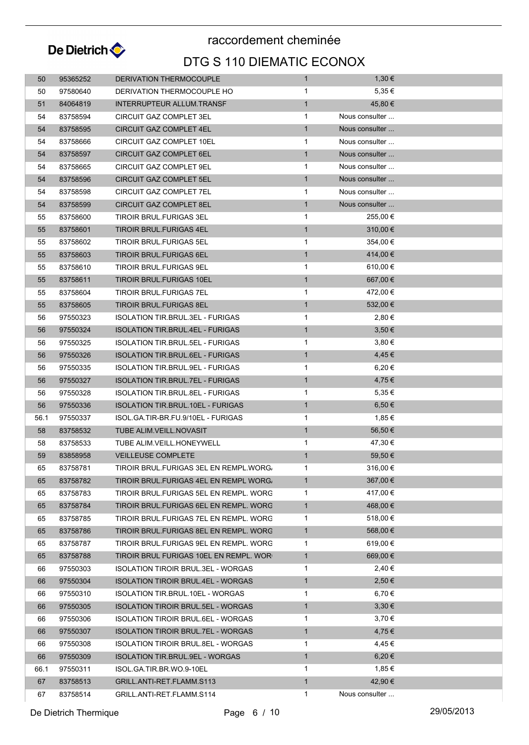# raccordement cheminée

## DTG S 110 DIEMATIC ECONOX

| | | | | |
|---|---|---|---|---|
| 50 | 95365252 | DERIVATION THERMOCOUPLE | 1 | 1,30 € |
| 50 | 97580640 | DERIVATION THERMOCOUPLE HO | 1 | 5,35 € |
| 51 | 84064819 | INTERRUPTEUR ALLUM.TRANSF | 1 | 45,80 € |
| 54 | 83758594 | CIRCUIT GAZ COMPLET 3EL | 1 | Nous consulter ... |
| 54 | 83758595 | CIRCUIT GAZ COMPLET 4EL | 1 | Nous consulter ... |
| 54 | 83758666 | CIRCUIT GAZ COMPLET 10EL | 1 | Nous consulter ... |
| 54 | 83758597 | CIRCUIT GAZ COMPLET 6EL | 1 | Nous consulter ... |
| 54 | 83758665 | CIRCUIT GAZ COMPLET 9EL | 1 | Nous consulter ... |
| 54 | 83758596 | CIRCUIT GAZ COMPLET 5EL | 1 | Nous consulter ... |
| 54 | 83758598 | CIRCUIT GAZ COMPLET 7EL | 1 | Nous consulter ... |
| 54 | 83758599 | CIRCUIT GAZ COMPLET 8EL | 1 | Nous consulter ... |
| 55 | 83758600 | TIROIR BRUL.FURIGAS 3EL | 1 | 255,00 € |
| 55 | 83758601 | TIROIR BRUL.FURIGAS 4EL | 1 | 310,00 € |
| 55 | 83758602 | TIROIR BRUL.FURIGAS 5EL | 1 | 354,00 € |
| 55 | 83758603 | TIROIR BRUL.FURIGAS 6EL | 1 | 414,00 € |
| 55 | 83758610 | TIROIR BRUL.FURIGAS 9EL | 1 | 610,00 € |
| 55 | 83758611 | TIROIR BRUL.FURIGAS 10EL | 1 | 667,00 € |
| 55 | 83758604 | TIROIR BRUL.FURIGAS 7EL | 1 | 472,00 € |
| 55 | 83758605 | TIROIR BRUL.FURIGAS 8EL | 1 | 532,00 € |
| 56 | 97550323 | ISOLATION TIR.BRUL.3EL - FURIGAS | 1 | 2,80 € |
| 56 | 97550324 | ISOLATION TIR.BRUL.4EL - FURIGAS | 1 | 3,50 € |
| 56 | 97550325 | ISOLATION TIR.BRUL.5EL - FURIGAS | 1 | 3,80 € |
| 56 | 97550326 | ISOLATION TIR.BRUL.6EL - FURIGAS | 1 | 4,45 € |
| 56 | 97550335 | ISOLATION TIR.BRUL.9EL - FURIGAS | 1 | 6,20 € |
| 56 | 97550327 | ISOLATION TIR.BRUL.7EL - FURIGAS | 1 | 4,75 € |
| 56 | 97550328 | ISOLATION TIR.BRUL.8EL - FURIGAS | 1 | 5,35 € |
| 56 | 97550336 | ISOLATION TIR.BRUL.10EL - FURIGAS | 1 | 6,50 € |
| 56.1 | 97550337 | ISOL.GA.TIR-BR.FU.9/10EL - FURIGAS | 1 | 1,85 € |
| 58 | 83758532 | TUBE ALIM.VEILL.NOVASIT | 1 | 56,50 € |
| 58 | 83758533 | TUBE ALIM.VEILL.HONEYWELL | 1 | 47,30 € |
| 59 | 83858958 | VEILLEUSE COMPLETE | 1 | 59,50 € |
| 65 | 83758781 | TIROIR BRUL.FURIGAS 3EL EN REMPL.WORG/ | 1 | 316,00 € |
| 65 | 83758782 | TIROIR BRUL.FURIGAS 4EL EN REMPL WORG/ | 1 | 367,00 € |
| 65 | 83758783 | TIROIR BRUL.FURIGAS 5EL EN REMPL. WORG | 1 | 417,00 € |
| 65 | 83758784 | TIROIR BRUL.FURIGAS 6EL EN REMPL. WORG | 1 | 468,00 € |
| 65 | 83758785 | TIROIR BRUL.FURIGAS 7EL EN REMPL. WORG | 1 | 518,00 € |
| 65 | 83758786 | TIROIR BRUL.FURIGAS 8EL EN REMPL. WORG | 1 | 568,00 € |
| 65 | 83758787 | TIROIR BRUL.FURIGAS 9EL EN REMPL. WORG | 1 | 619,00 € |
| 65 | 83758788 | TIROIR BRUL FURIGAS 10EL EN REMPL. WOR | 1 | 669,00 € |
| 66 | 97550303 | ISOLATION TIROIR BRUL.3EL - WORGAS | 1 | 2,40 € |
| 66 | 97550304 | ISOLATION TIROIR BRUL.4EL - WORGAS | 1 | 2,50 € |
| 66 | 97550310 | ISOLATION TIR.BRUL.10EL - WORGAS | 1 | 6,70 € |
| 66 | 97550305 | ISOLATION TIROIR BRUL.5EL - WORGAS | 1 | 3,30 € |
| 66 | 97550306 | ISOLATION TIROIR BRUL.6EL - WORGAS | 1 | 3,70 € |
| 66 | 97550307 | ISOLATION TIROIR BRUL.7EL - WORGAS | 1 | 4,75 € |
| 66 | 97550308 | ISOLATION TIROIR BRUL.8EL - WORGAS | 1 | 4,45 € |
| 66 | 97550309 | ISOLATION TIR.BRUL.9EL - WORGAS | 1 | 6,20 € |
| 66.1 | 97550311 | ISOL.GA.TIR.BR.WO.9-10EL | 1 | 1,85 € |
| 67 | 83758513 | GRILL.ANTI-RET.FLAMM.S113 | 1 | 42,90 € |
| 67 | 83758514 | GRILL.ANTI-RET.FLAMM.S114 | 1 | Nous consulter ... |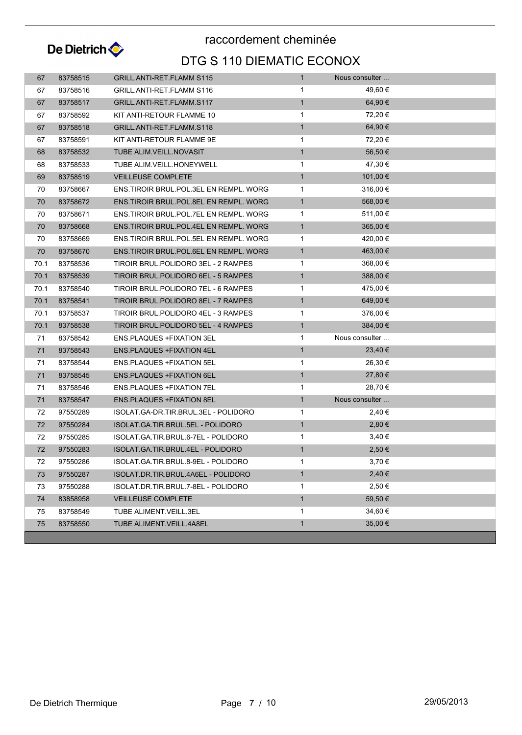# raccordement cheminée

## DTG S 110 DIEMATIC ECONOX

| | | | | |
|---|---|---|---|---|
| 67 | 83758515 | GRILL.ANTI-RET.FLAMM S115 | 1 | Nous consulter ... |
| 67 | 83758516 | GRILL.ANTI-RET.FLAMM S116 | 1 | 49,60 € |
| 67 | 83758517 | GRILL.ANTI-RET.FLAMM.S117 | 1 | 64,90 € |
| 67 | 83758592 | KIT ANTI-RETOUR FLAMME 10 | 1 | 72,20 € |
| 67 | 83758518 | GRILL.ANTI-RET.FLAMM.S118 | 1 | 64,90 € |
| 67 | 83758591 | KIT ANTI-RETOUR FLAMME 9E | 1 | 72,20 € |
| 68 | 83758532 | TUBE ALIM.VEILL.NOVASIT | 1 | 56,50 € |
| 68 | 83758533 | TUBE ALIM.VEILL.HONEYWELL | 1 | 47,30 € |
| 69 | 83758519 | VEILLEUSE COMPLETE | 1 | 101,00 € |
| 70 | 83758667 | ENS.TIROIR BRUL.POL.3EL EN REMPL. WORG | 1 | 316,00 € |
| 70 | 83758672 | ENS.TIROIR BRUL.POL.8EL EN REMPL. WORG | 1 | 568,00 € |
| 70 | 83758671 | ENS.TIROIR BRUL.POL.7EL EN REMPL. WORG | 1 | 511,00 € |
| 70 | 83758668 | ENS.TIROIR BRUL.POL.4EL EN REMPL. WORG | 1 | 365,00 € |
| 70 | 83758669 | ENS.TIROIR BRUL.POL.5EL EN REMPL. WORG | 1 | 420,00 € |
| 70 | 83758670 | ENS.TIROIR BRUL.POL.6EL EN REMPL. WORG | 1 | 463,00 € |
| 70.1 | 83758536 | TIROIR BRUL.POLIDORO 3EL - 2 RAMPES | 1 | 368,00 € |
| 70.1 | 83758539 | TIROIR BRUL.POLIDORO 6EL - 5 RAMPES | 1 | 388,00 € |
| 70.1 | 83758540 | TIROIR BRUL.POLIDORO 7EL - 6 RAMPES | 1 | 475,00 € |
| 70.1 | 83758541 | TIROIR BRUL.POLIDORO 8EL - 7 RAMPES | 1 | 649,00 € |
| 70.1 | 83758537 | TIROIR BRUL.POLIDORO 4EL - 3 RAMPES | 1 | 376,00 € |
| 70.1 | 83758538 | TIROIR BRUL.POLIDORO 5EL - 4 RAMPES | 1 | 384,00 € |
| 71 | 83758542 | ENS.PLAQUES +FIXATION 3EL | 1 | Nous consulter ... |
| 71 | 83758543 | ENS.PLAQUES +FIXATION 4EL | 1 | 23,40 € |
| 71 | 83758544 | ENS.PLAQUES +FIXATION 5EL | 1 | 26,30 € |
| 71 | 83758545 | ENS.PLAQUES +FIXATION 6EL | 1 | 27,80 € |
| 71 | 83758546 | ENS.PLAQUES +FIXATION 7EL | 1 | 28,70 € |
| 71 | 83758547 | ENS.PLAQUES +FIXATION 8EL | 1 | Nous consulter ... |
| 72 | 97550289 | ISOLAT.GA-DR.TIR.BRUL.3EL - POLIDORO | 1 | 2,40 € |
| 72 | 97550284 | ISOLAT.GA.TIR.BRUL.5EL - POLIDORO | 1 | 2,80 € |
| 72 | 97550285 | ISOLAT.GA.TIR.BRUL.6-7EL - POLIDORO | 1 | 3,40 € |
| 72 | 97550283 | ISOLAT.GA.TIR.BRUL.4EL - POLIDORO | 1 | 2,50 € |
| 72 | 97550286 | ISOLAT.GA.TIR.BRUL.8-9EL - POLIDORO | 1 | 3,70 € |
| 73 | 97550287 | ISOLAT.DR.TIR.BRUL.4A6EL - POLIDORO | 1 | 2,40 € |
| 73 | 97550288 | ISOLAT.DR.TIR.BRUL.7-8EL - POLIDORO | 1 | 2,50 € |
| 74 | 83858958 | VEILLEUSE COMPLETE | 1 | 59,50 € |
| 75 | 83758549 | TUBE ALIMENT.VEILL.3EL | 1 | 34,60 € |
| 75 | 83758550 | TUBE ALIMENT.VEILL.4A8EL | 1 | 35,00 € |

De Dietrich Thermique — 29/05/2013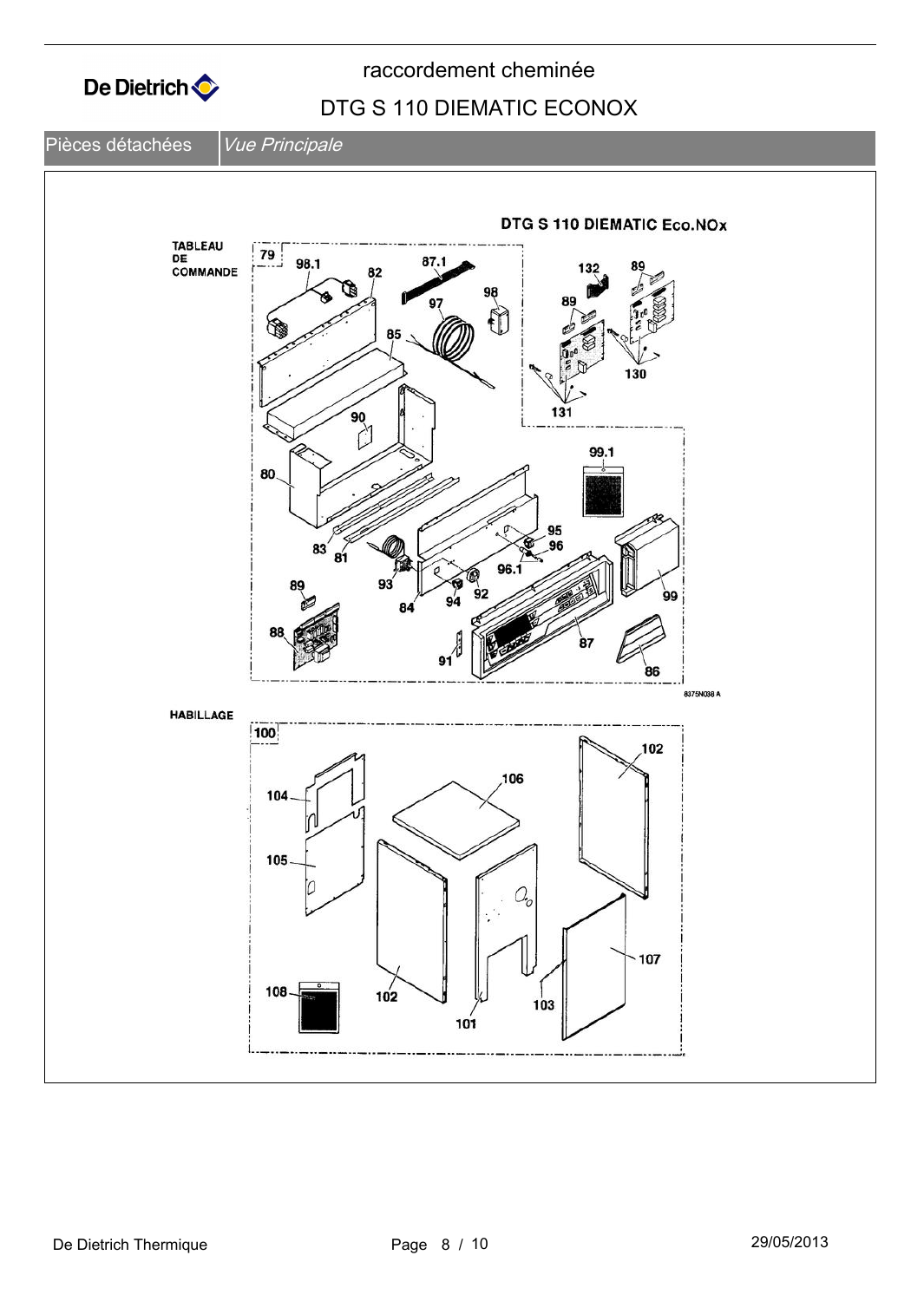# raccordement cheminée

## DTG S 110 DIEMATIC ECONOX

Pièces détachées | *Vue Principale*

DTG S 110 DIEMATIC Eco.NOx

TABLEAU DE COMMANDE

79, 98.1, 82, 87.1, 98, 97, 85, 132, 89, 89, 130, 131, 90, 80, 99.1, 95, 96, 83, 81, 96.1, 93, 92, 89, 94, 84, 99, 88, 87, 91, 86

8375N038 A

HABILLAGE

100, 102, 106, 104, 105, 107, 108, 102, 103, 101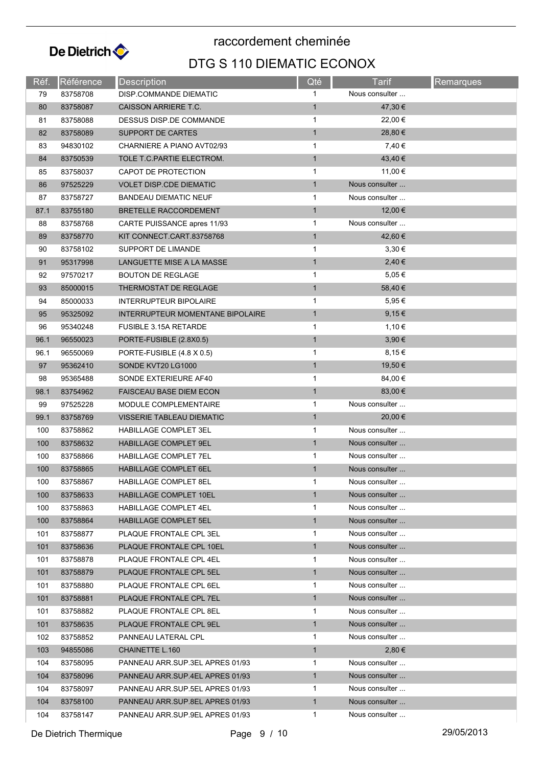De Dietrich

# raccordement cheminée

## DTG S 110 DIEMATIC ECONOX

| Réf. | Référence | Description | Qté | Tarif | Remarques |
|---|---|---|---|---|---|
| 79 | 83758708 | DISP.COMMANDE DIEMATIC | 1 | Nous consulter ... | |
| 80 | 83758087 | CAISSON ARRIERE T.C. | 1 | 47,30 € | |
| 81 | 83758088 | DESSUS DISP.DE COMMANDE | 1 | 22,00 € | |
| 82 | 83758089 | SUPPORT DE CARTES | 1 | 28,80 € | |
| 83 | 94830102 | CHARNIERE A PIANO AVT02/93 | 1 | 7,40 € | |
| 84 | 83750539 | TOLE T.C.PARTIE ELECTROM. | 1 | 43,40 € | |
| 85 | 83758037 | CAPOT DE PROTECTION | 1 | 11,00 € | |
| 86 | 97525229 | VOLET DISP.CDE DIEMATIC | 1 | Nous consulter ... | |
| 87 | 83758727 | BANDEAU DIEMATIC NEUF | 1 | Nous consulter ... | |
| 87.1 | 83755180 | BRETELLE RACCORDEMENT | 1 | 12,00 € | |
| 88 | 83758768 | CARTE PUISSANCE apres 11/93 | 1 | Nous consulter ... | |
| 89 | 83758770 | KIT CONNECT.CART.83758768 | 1 | 42,60 € | |
| 90 | 83758102 | SUPPORT DE LIMANDE | 1 | 3,30 € | |
| 91 | 95317998 | LANGUETTE MISE A LA MASSE | 1 | 2,40 € | |
| 92 | 97570217 | BOUTON DE REGLAGE | 1 | 5,05 € | |
| 93 | 85000015 | THERMOSTAT DE REGLAGE | 1 | 58,40 € | |
| 94 | 85000033 | INTERRUPTEUR BIPOLAIRE | 1 | 5,95 € | |
| 95 | 95325092 | INTERRUPTEUR MOMENTANE BIPOLAIRE | 1 | 9,15 € | |
| 96 | 95340248 | FUSIBLE 3.15A RETARDE | 1 | 1,10 € | |
| 96.1 | 96550023 | PORTE-FUSIBLE (2.8X0.5) | 1 | 3,90 € | |
| 96.1 | 96550069 | PORTE-FUSIBLE (4.8 X 0.5) | 1 | 8,15 € | |
| 97 | 95362410 | SONDE KVT20 LG1000 | 1 | 19,50 € | |
| 98 | 95365488 | SONDE EXTERIEURE AF40 | 1 | 84,00 € | |
| 98.1 | 83754962 | FAISCEAU BASE DIEM ECON | 1 | 83,00 € | |
| 99 | 97525228 | MODULE COMPLEMENTAIRE | 1 | Nous consulter ... | |
| 99.1 | 83758769 | VISSERIE TABLEAU DIEMATIC | 1 | 20,00 € | |
| 100 | 83758862 | HABILLAGE COMPLET 3EL | 1 | Nous consulter ... | |
| 100 | 83758632 | HABILLAGE COMPLET 9EL | 1 | Nous consulter ... | |
| 100 | 83758866 | HABILLAGE COMPLET 7EL | 1 | Nous consulter ... | |
| 100 | 83758865 | HABILLAGE COMPLET 6EL | 1 | Nous consulter ... | |
| 100 | 83758867 | HABILLAGE COMPLET 8EL | 1 | Nous consulter ... | |
| 100 | 83758633 | HABILLAGE COMPLET 10EL | 1 | Nous consulter ... | |
| 100 | 83758863 | HABILLAGE COMPLET 4EL | 1 | Nous consulter ... | |
| 100 | 83758864 | HABILLAGE COMPLET 5EL | 1 | Nous consulter ... | |
| 101 | 83758877 | PLAQUE FRONTALE CPL 3EL | 1 | Nous consulter ... | |
| 101 | 83758636 | PLAQUE FRONTALE CPL 10EL | 1 | Nous consulter ... | |
| 101 | 83758878 | PLAQUE FRONTALE CPL 4EL | 1 | Nous consulter ... | |
| 101 | 83758879 | PLAQUE FRONTALE CPL 5EL | 1 | Nous consulter ... | |
| 101 | 83758880 | PLAQUE FRONTALE CPL 6EL | 1 | Nous consulter ... | |
| 101 | 83758881 | PLAQUE FRONTALE CPL 7EL | 1 | Nous consulter ... | |
| 101 | 83758882 | PLAQUE FRONTALE CPL 8EL | 1 | Nous consulter ... | |
| 101 | 83758635 | PLAQUE FRONTALE CPL 9EL | 1 | Nous consulter ... | |
| 102 | 83758852 | PANNEAU LATERAL CPL | 1 | Nous consulter ... | |
| 103 | 94855086 | CHAINETTE L.160 | 1 | 2,80 € | |
| 104 | 83758095 | PANNEAU ARR.SUP.3EL APRES 01/93 | 1 | Nous consulter ... | |
| 104 | 83758096 | PANNEAU ARR.SUP.4EL APRES 01/93 | 1 | Nous consulter ... | |
| 104 | 83758097 | PANNEAU ARR.SUP.5EL APRES 01/93 | 1 | Nous consulter ... | |
| 104 | 83758100 | PANNEAU ARR.SUP.8EL APRES 01/93 | 1 | Nous consulter ... | |
| 104 | 83758147 | PANNEAU ARR.SUP.9EL APRES 01/93 | 1 | Nous consulter ... | |

De Dietrich Thermique — 29/05/2013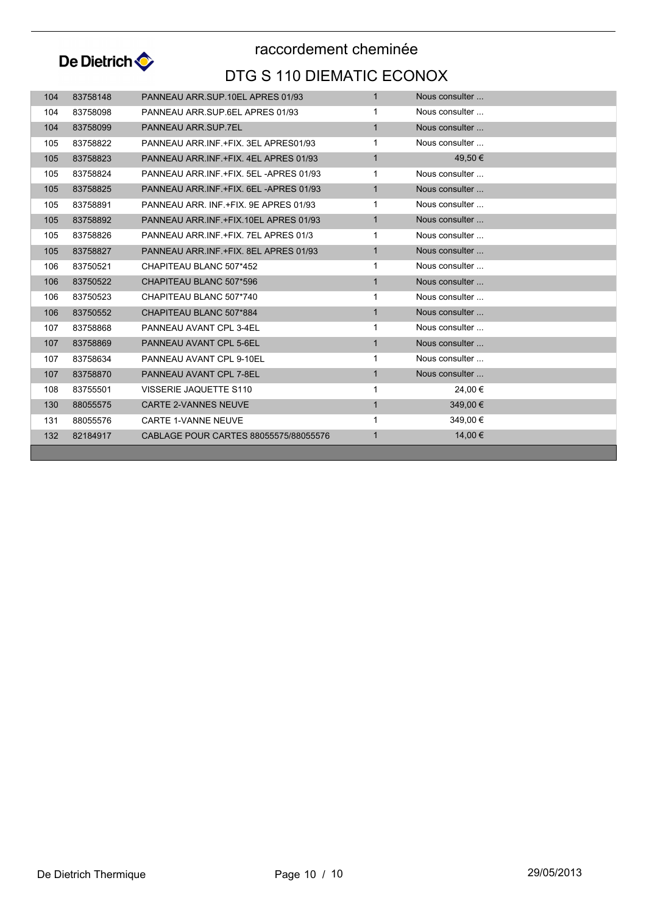# raccordement cheminée

## DTG S 110 DIEMATIC ECONOX

| | | | | |
|---|---|---|---|---|
| 104 | 83758148 | PANNEAU ARR.SUP.10EL APRES 01/93 | 1 | Nous consulter ... |
| 104 | 83758098 | PANNEAU ARR.SUP.6EL APRES 01/93 | 1 | Nous consulter ... |
| 104 | 83758099 | PANNEAU ARR.SUP.7EL | 1 | Nous consulter ... |
| 105 | 83758822 | PANNEAU ARR.INF.+FIX. 3EL APRES01/93 | 1 | Nous consulter ... |
| 105 | 83758823 | PANNEAU ARR.INF.+FIX. 4EL APRES 01/93 | 1 | 49,50 € |
| 105 | 83758824 | PANNEAU ARR.INF.+FIX. 5EL -APRES 01/93 | 1 | Nous consulter ... |
| 105 | 83758825 | PANNEAU ARR.INF.+FIX. 6EL -APRES 01/93 | 1 | Nous consulter ... |
| 105 | 83758891 | PANNEAU ARR. INF.+FIX. 9E APRES 01/93 | 1 | Nous consulter ... |
| 105 | 83758892 | PANNEAU ARR.INF.+FIX.10EL APRES 01/93 | 1 | Nous consulter ... |
| 105 | 83758826 | PANNEAU ARR.INF.+FIX. 7EL APRES 01/3 | 1 | Nous consulter ... |
| 105 | 83758827 | PANNEAU ARR.INF.+FIX. 8EL APRES 01/93 | 1 | Nous consulter ... |
| 106 | 83750521 | CHAPITEAU BLANC 507*452 | 1 | Nous consulter ... |
| 106 | 83750522 | CHAPITEAU BLANC 507*596 | 1 | Nous consulter ... |
| 106 | 83750523 | CHAPITEAU BLANC 507*740 | 1 | Nous consulter ... |
| 106 | 83750552 | CHAPITEAU BLANC 507*884 | 1 | Nous consulter ... |
| 107 | 83758868 | PANNEAU AVANT CPL 3-4EL | 1 | Nous consulter ... |
| 107 | 83758869 | PANNEAU AVANT CPL 5-6EL | 1 | Nous consulter ... |
| 107 | 83758634 | PANNEAU AVANT CPL 9-10EL | 1 | Nous consulter ... |
| 107 | 83758870 | PANNEAU AVANT CPL 7-8EL | 1 | Nous consulter ... |
| 108 | 83755501 | VISSERIE JAQUETTE S110 | 1 | 24,00 € |
| 130 | 88055575 | CARTE 2-VANNES NEUVE | 1 | 349,00 € |
| 131 | 88055576 | CARTE 1-VANNE NEUVE | 1 | 349,00 € |
| 132 | 82184917 | CABLAGE POUR CARTES 88055575/88055576 | 1 | 14,00 € |

De Dietrich Thermique 29/05/2013